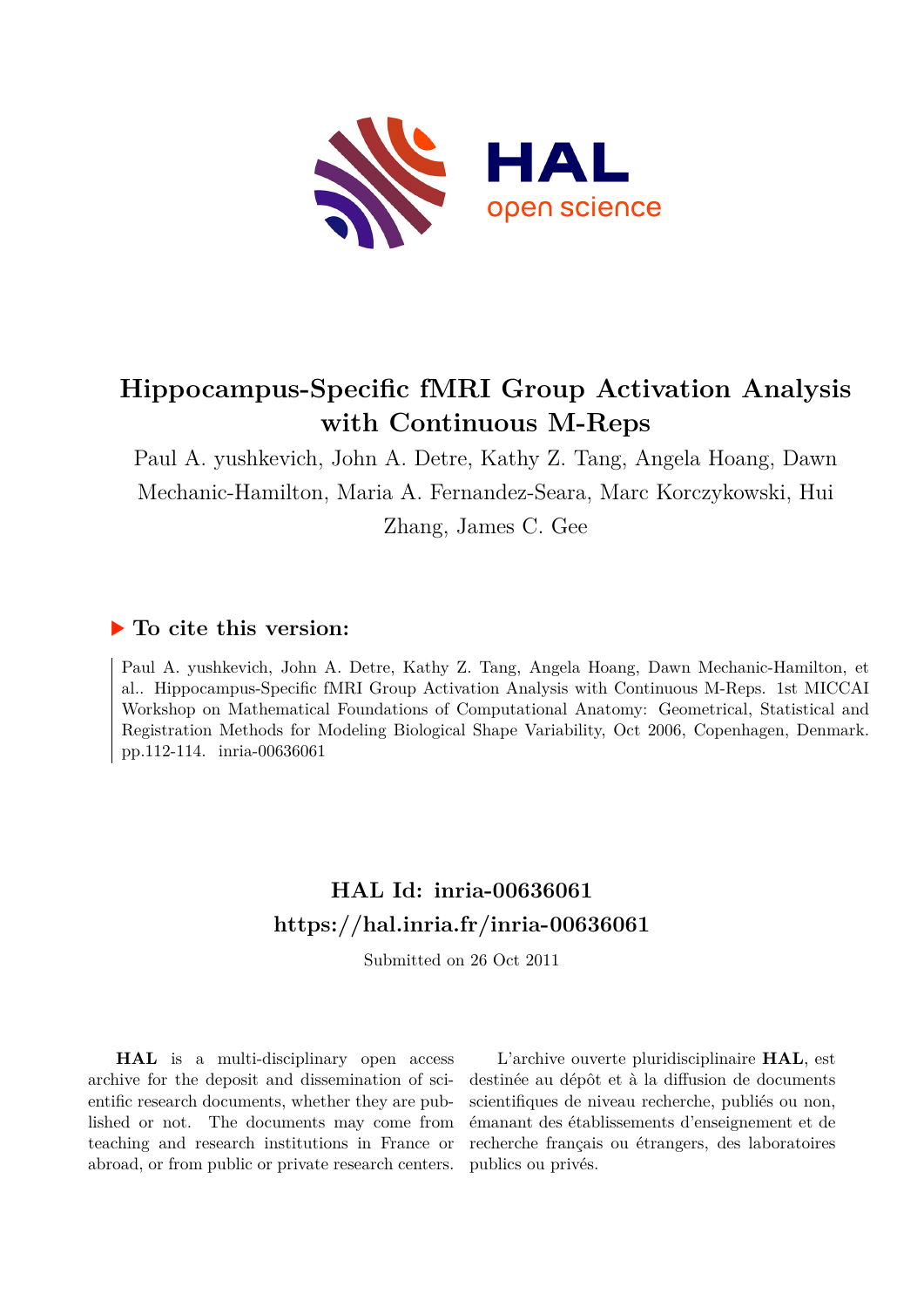# Hippocampus-Specific fMRI Group Activation Analysis with Continuous M-Reps

Paul A. yushkevich, John A. Detre, Kathy Z. Tang, Angela Hoang, Dawn Mechanic-Hamilton, Maria A. Fernandez-Seara, Marc Korczykowski, Hui Zhang, James C. Gee

## ▶ To cite this version:

Paul A. yushkevich, John A. Detre, Kathy Z. Tang, Angela Hoang, Dawn Mechanic-Hamilton, et al.. Hippocampus-Specific fMRI Group Activation Analysis with Continuous M-Reps. 1st MICCAI Workshop on Mathematical Foundations of Computational Anatomy: Geometrical, Statistical and Registration Methods for Modeling Biological Shape Variability, Oct 2006, Copenhagen, Denmark. pp.112-114. inria-00636061

## HAL Id: inria-00636061
## https://hal.inria.fr/inria-00636061

Submitted on 26 Oct 2011

**HAL** is a multi-disciplinary open access archive for the deposit and dissemination of scientific research documents, whether they are published or not. The documents may come from teaching and research institutions in France or abroad, or from public or private research centers.

L'archive ouverte pluridisciplinaire **HAL**, est destinée au dépôt et à la diffusion de documents scientifiques de niveau recherche, publiés ou non, émanant des établissements d'enseignement et de recherche français ou étrangers, des laboratoires publics ou privés.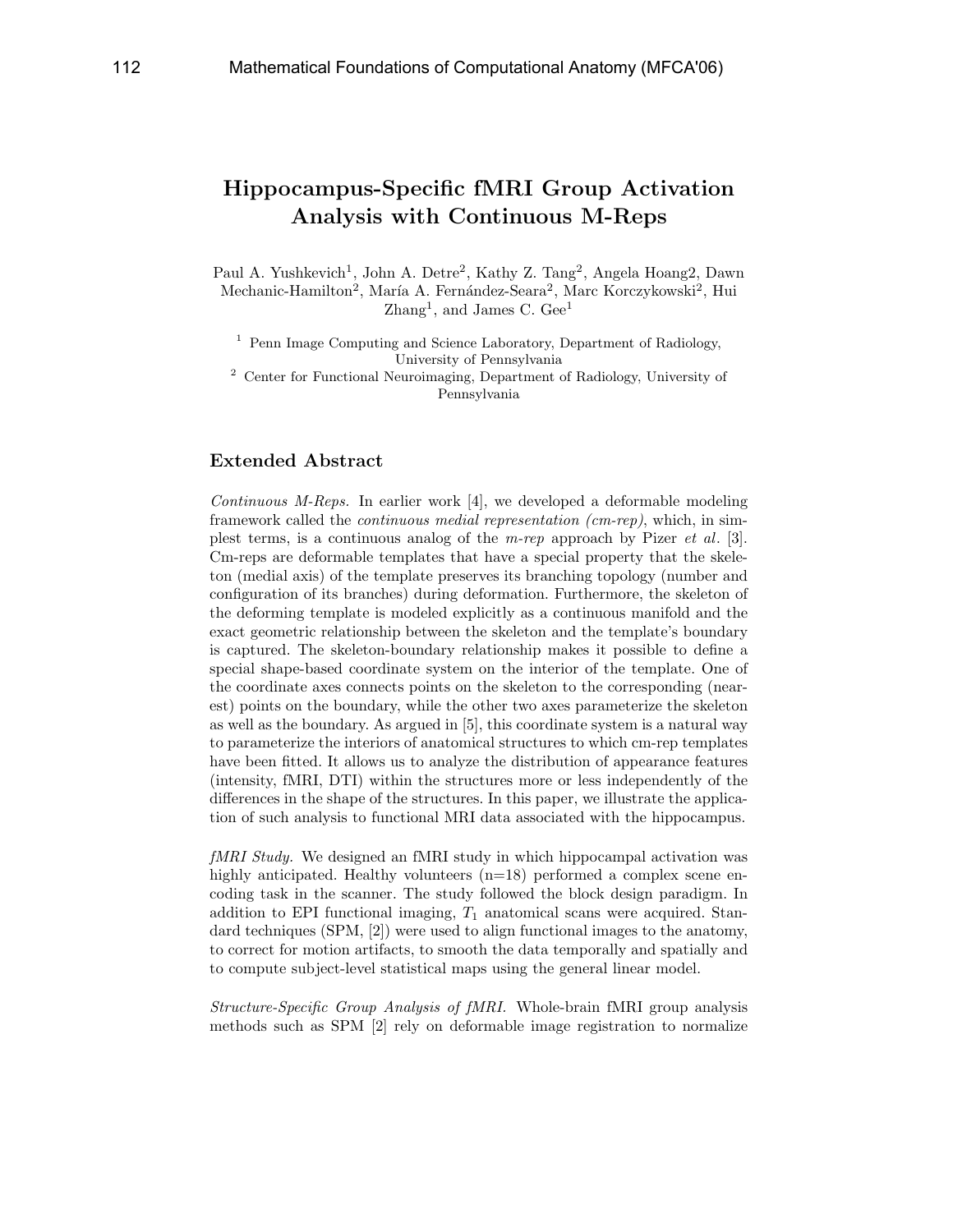# Hippocampus-Specific fMRI Group Activation Analysis with Continuous M-Reps

Paul A. Yushkevich[1], John A. Detre[2], Kathy Z. Tang[2], Angela Hoang2, Dawn Mechanic-Hamilton[2], María A. Fernández-Seara[2], Marc Korczykowski[2], Hui Zhang[1], and James C. Gee[1]

[1] Penn Image Computing and Science Laboratory, Department of Radiology, University of Pennsylvania

[2] Center for Functional Neuroimaging, Department of Radiology, University of Pennsylvania

## Extended Abstract

*Continuous M-Reps.* In earlier work [4], we developed a deformable modeling framework called the *continuous medial representation (cm-rep)*, which, in simplest terms, is a continuous analog of the *m-rep* approach by Pizer *et al*. [3]. Cm-reps are deformable templates that have a special property that the skeleton (medial axis) of the template preserves its branching topology (number and configuration of its branches) during deformation. Furthermore, the skeleton of the deforming template is modeled explicitly as a continuous manifold and the exact geometric relationship between the skeleton and the template's boundary is captured. The skeleton-boundary relationship makes it possible to define a special shape-based coordinate system on the interior of the template. One of the coordinate axes connects points on the skeleton to the corresponding (nearest) points on the boundary, while the other two axes parameterize the skeleton as well as the boundary. As argued in [5], this coordinate system is a natural way to parameterize the interiors of anatomical structures to which cm-rep templates have been fitted. It allows us to analyze the distribution of appearance features (intensity, fMRI, DTI) within the structures more or less independently of the differences in the shape of the structures. In this paper, we illustrate the application of such analysis to functional MRI data associated with the hippocampus.

*fMRI Study.* We designed an fMRI study in which hippocampal activation was highly anticipated. Healthy volunteers (n=18) performed a complex scene encoding task in the scanner. The study followed the block design paradigm. In addition to EPI functional imaging, $T_1$ anatomical scans were acquired. Standard techniques (SPM, [2]) were used to align functional images to the anatomy, to correct for motion artifacts, to smooth the data temporally and spatially and to compute subject-level statistical maps using the general linear model.

*Structure-Specific Group Analysis of fMRI.* Whole-brain fMRI group analysis methods such as SPM [2] rely on deformable image registration to normalize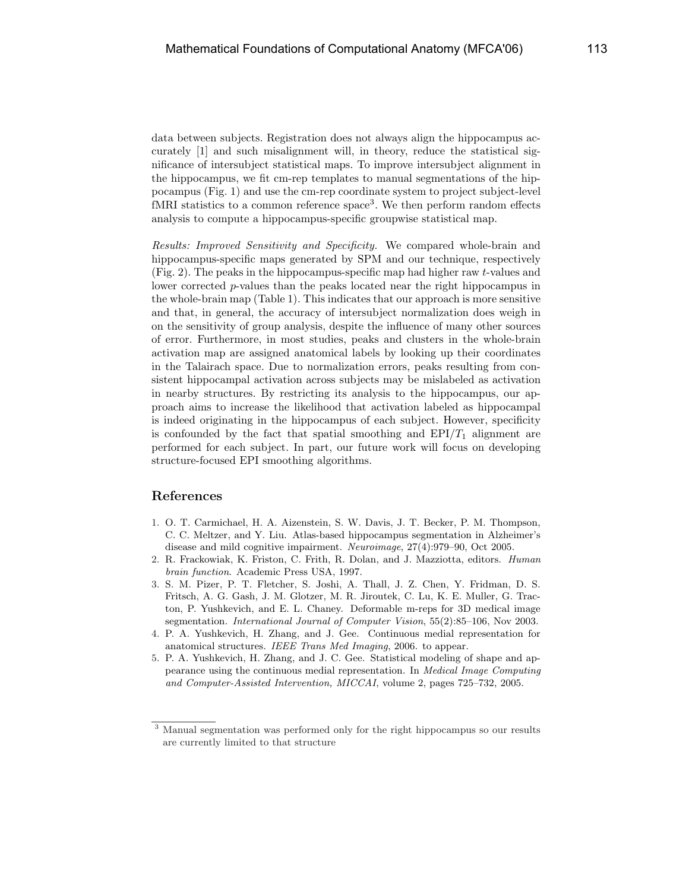data between subjects. Registration does not always align the hippocampus accurately [1] and such misalignment will, in theory, reduce the statistical significance of intersubject statistical maps. To improve intersubject alignment in the hippocampus, we fit cm-rep templates to manual segmentations of the hippocampus (Fig. 1) and use the cm-rep coordinate system to project subject-level fMRI statistics to a common reference space[3]. We then perform random effects analysis to compute a hippocampus-specific groupwise statistical map.

*Results: Improved Sensitivity and Specificity.* We compared whole-brain and hippocampus-specific maps generated by SPM and our technique, respectively (Fig. 2). The peaks in the hippocampus-specific map had higher raw $t$-values and lower corrected $p$-values than the peaks located near the right hippocampus in the whole-brain map (Table 1). This indicates that our approach is more sensitive and that, in general, the accuracy of intersubject normalization does weigh in on the sensitivity of group analysis, despite the influence of many other sources of error. Furthermore, in most studies, peaks and clusters in the whole-brain activation map are assigned anatomical labels by looking up their coordinates in the Talairach space. Due to normalization errors, peaks resulting from consistent hippocampal activation across subjects may be mislabeled as activation in nearby structures. By restricting its analysis to the hippocampus, our approach aims to increase the likelihood that activation labeled as hippocampal is indeed originating in the hippocampus of each subject. However, specificity is confounded by the fact that spatial smoothing and EPI/$T_1$ alignment are performed for each subject. In part, our future work will focus on developing structure-focused EPI smoothing algorithms.

## References

1. O. T. Carmichael, H. A. Aizenstein, S. W. Davis, J. T. Becker, P. M. Thompson, C. C. Meltzer, and Y. Liu. Atlas-based hippocampus segmentation in Alzheimer's disease and mild cognitive impairment. *Neuroimage*, 27(4):979–90, Oct 2005.
2. R. Frackowiak, K. Friston, C. Frith, R. Dolan, and J. Mazziotta, editors. *Human brain function*. Academic Press USA, 1997.
3. S. M. Pizer, P. T. Fletcher, S. Joshi, A. Thall, J. Z. Chen, Y. Fridman, D. S. Fritsch, A. G. Gash, J. M. Glotzer, M. R. Jiroutek, C. Lu, K. E. Muller, G. Tracton, P. Yushkevich, and E. L. Chaney. Deformable m-reps for 3D medical image segmentation. *International Journal of Computer Vision*, 55(2):85–106, Nov 2003.
4. P. A. Yushkevich, H. Zhang, and J. Gee. Continuous medial representation for anatomical structures. *IEEE Trans Med Imaging*, 2006. to appear.
5. P. A. Yushkevich, H. Zhang, and J. C. Gee. Statistical modeling of shape and appearance using the continuous medial representation. In *Medical Image Computing and Computer-Assisted Intervention, MICCAI*, volume 2, pages 725–732, 2005.

[3] Manual segmentation was performed only for the right hippocampus so our results are currently limited to that structure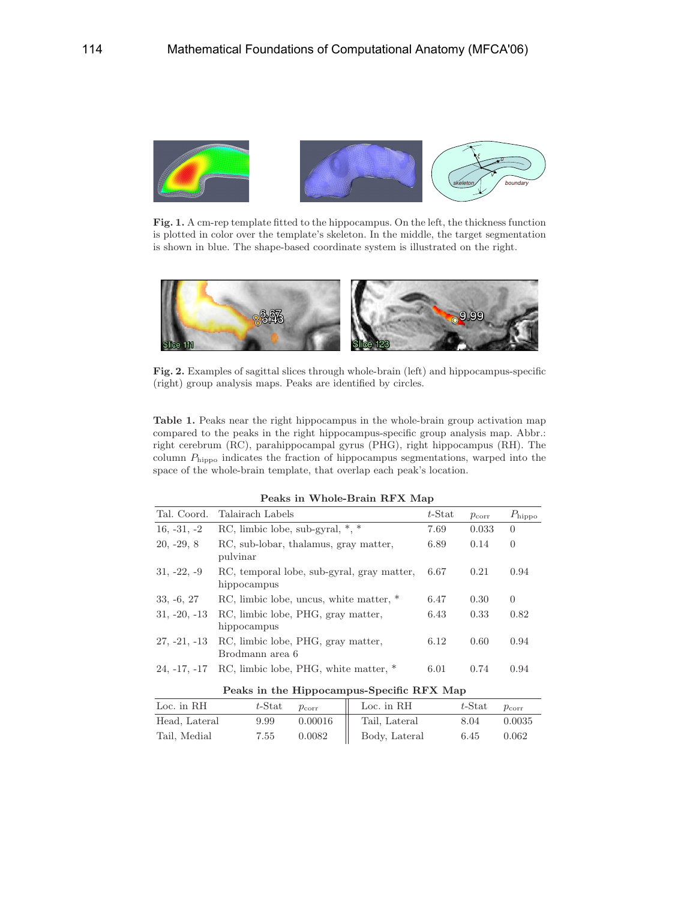**Fig. 1.** A cm-rep template fitted to the hippocampus. On the left, the thickness function is plotted in color over the template's skeleton. In the middle, the target segmentation is shown in blue. The shape-based coordinate system is illustrated on the right.

**Fig. 2.** Examples of sagittal slices through whole-brain (left) and hippocampus-specific (right) group analysis maps. Peaks are identified by circles.

**Table 1.** Peaks near the right hippocampus in the whole-brain group activation map compared to the peaks in the right hippocampus-specific group analysis map. Abbr.: right cerebrum (RC), parahippocampal gyrus (PHG), right hippocampus (RH). The column $P_{\text{hippo}}$ indicates the fraction of hippocampus segmentations, warped into the space of the whole-brain template, that overlap each peak's location.

**Peaks in Whole-Brain RFX Map**

| Tal. Coord. | Talairach Labels | $t$-Stat | $p_{\text{corr}}$ | $P_{\text{hippo}}$ |
|---|---|---|---|---|
| 16, -31, -2 | RC, limbic lobe, sub-gyral, *, * | 7.69 | 0.033 | 0 |
| 20, -29, 8 | RC, sub-lobar, thalamus, gray matter, pulvinar | 6.89 | 0.14 | 0 |
| 31, -22, -9 | RC, temporal lobe, sub-gyral, gray matter, hippocampus | 6.67 | 0.21 | 0.94 |
| 33, -6, 27 | RC, limbic lobe, uncus, white matter, * | 6.47 | 0.30 | 0 |
| 31, -20, -13 | RC, limbic lobe, PHG, gray matter, hippocampus | 6.43 | 0.33 | 0.82 |
| 27, -21, -13 | RC, limbic lobe, PHG, gray matter, Brodmann area 6 | 6.12 | 0.60 | 0.94 |
| 24, -17, -17 | RC, limbic lobe, PHG, white matter, * | 6.01 | 0.74 | 0.94 |

**Peaks in the Hippocampus-Specific RFX Map**

| Loc. in RH | $t$-Stat | $p_{\text{corr}}$ | Loc. in RH | $t$-Stat | $p_{\text{corr}}$ |
|---|---|---|---|---|---|
| Head, Lateral | 9.99 | 0.00016 | Tail, Lateral | 8.04 | 0.0035 |
| Tail, Medial | 7.55 | 0.0082 | Body, Lateral | 6.45 | 0.062 |